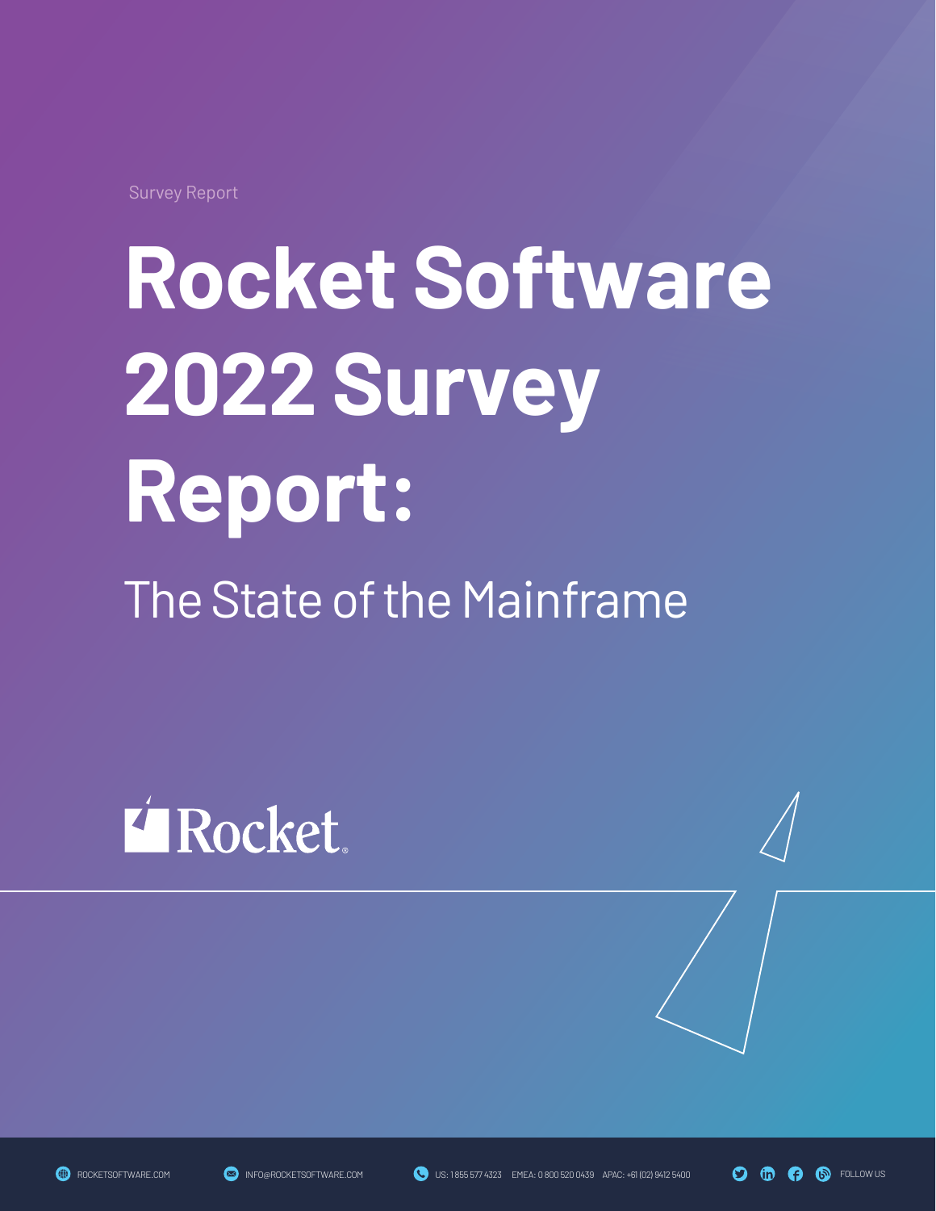Survey Report

# Rocket Software 2022 Survey Report:

## The State of the Mainframe

Rocket

ROCKETSOFTWARE.COM INFO@ROCKETSOFTWARE.COM US: 1 855 577 4323 EMEA: 0 800 520 0439 APAC: +61 (02) 9412 5400 FOLLOW US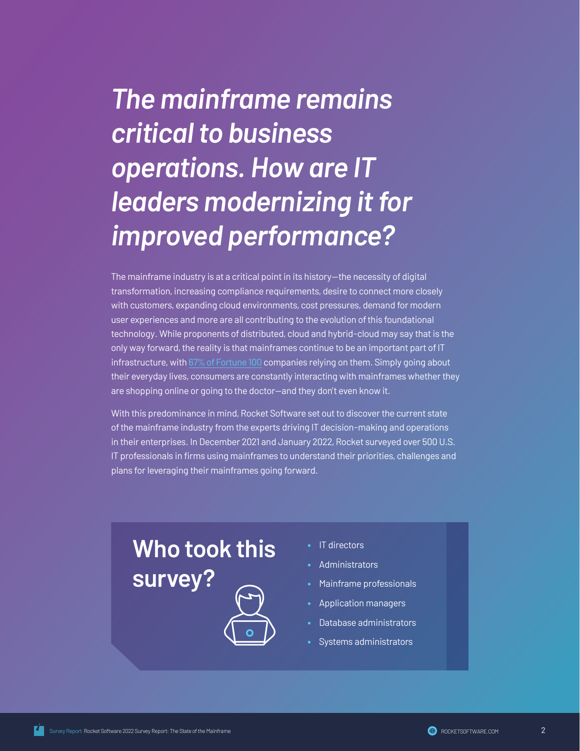# *The mainframe remains critical to business operations. How are IT leaders modernizing it for improved performance?*

The mainframe industry is at a critical point in its history—the necessity of digital transformation, increasing compliance requirements, desire to connect more closely with customers, expanding cloud environments, cost pressures, demand for modern user experiences and more are all contributing to the evolution of this foundational technology. While proponents of distributed, cloud and hybrid-cloud may say that is the only way forward, the reality is that mainframes continue to be an important part of IT infrastructure, with 67% of Fortune 100 companies relying on them. Simply going about their everyday lives, consumers are constantly interacting with mainframes whether they are shopping online or going to the doctor—and they don't even know it.

With this predominance in mind, Rocket Software set out to discover the current state of the mainframe industry from the experts driving IT decision-making and operations in their enterprises. In December 2021 and January 2022, Rocket surveyed over 500 U.S. IT professionals in firms using mainframes to understand their priorities, challenges and plans for leveraging their mainframes going forward.

## Who took this survey?

- IT directors
- Administrators
- Mainframe professionals
- Application managers
- Database administrators
- Systems administrators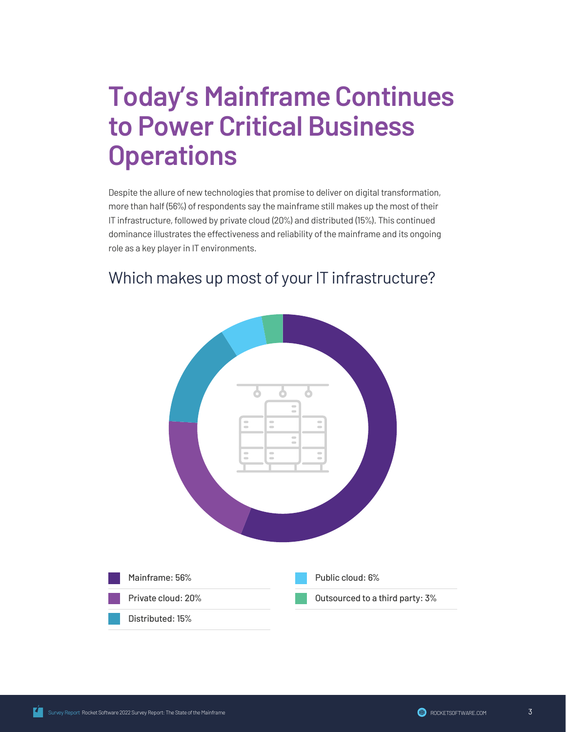# Today's Mainframe Continues to Power Critical Business Operations

Despite the allure of new technologies that promise to deliver on digital transformation, more than half (56%) of respondents say the mainframe still makes up the most of their IT infrastructure, followed by private cloud (20%) and distributed (15%). This continued dominance illustrates the effectiveness and reliability of the mainframe and its ongoing role as a key player in IT environments.

## Which makes up most of your IT infrastructure?

- Mainframe: 56%
- Private cloud: 20%
- Distributed: 15%
- Public cloud: 6%
- Outsourced to a third party: 3%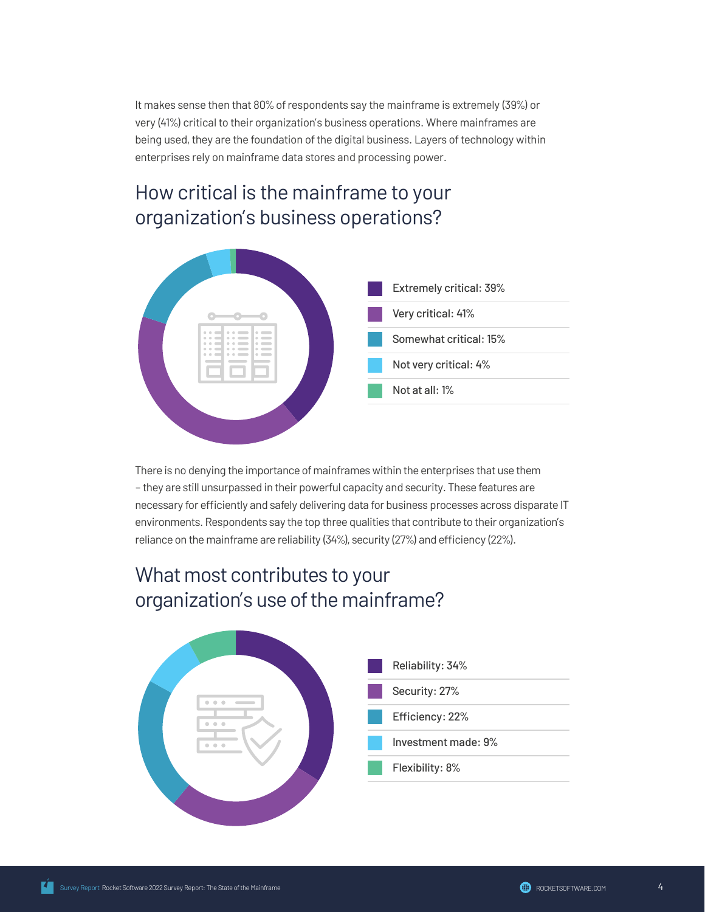It makes sense then that 80% of respondents say the mainframe is extremely (39%) or very (41%) critical to their organization's business operations. Where mainframes are being used, they are the foundation of the digital business. Layers of technology within enterprises rely on mainframe data stores and processing power.

## How critical is the mainframe to your organization's business operations?

- Extremely critical: 39%
- Very critical: 41%
- Somewhat critical: 15%
- Not very critical: 4%
- Not at all: 1%

There is no denying the importance of mainframes within the enterprises that use them – they are still unsurpassed in their powerful capacity and security. These features are necessary for efficiently and safely delivering data for business processes across disparate IT environments. Respondents say the top three qualities that contribute to their organization's reliance on the mainframe are reliability (34%), security (27%) and efficiency (22%).

## What most contributes to your organization's use of the mainframe?

- Reliability: 34%
- Security: 27%
- Efficiency: 22%
- Investment made: 9%
- Flexibility: 8%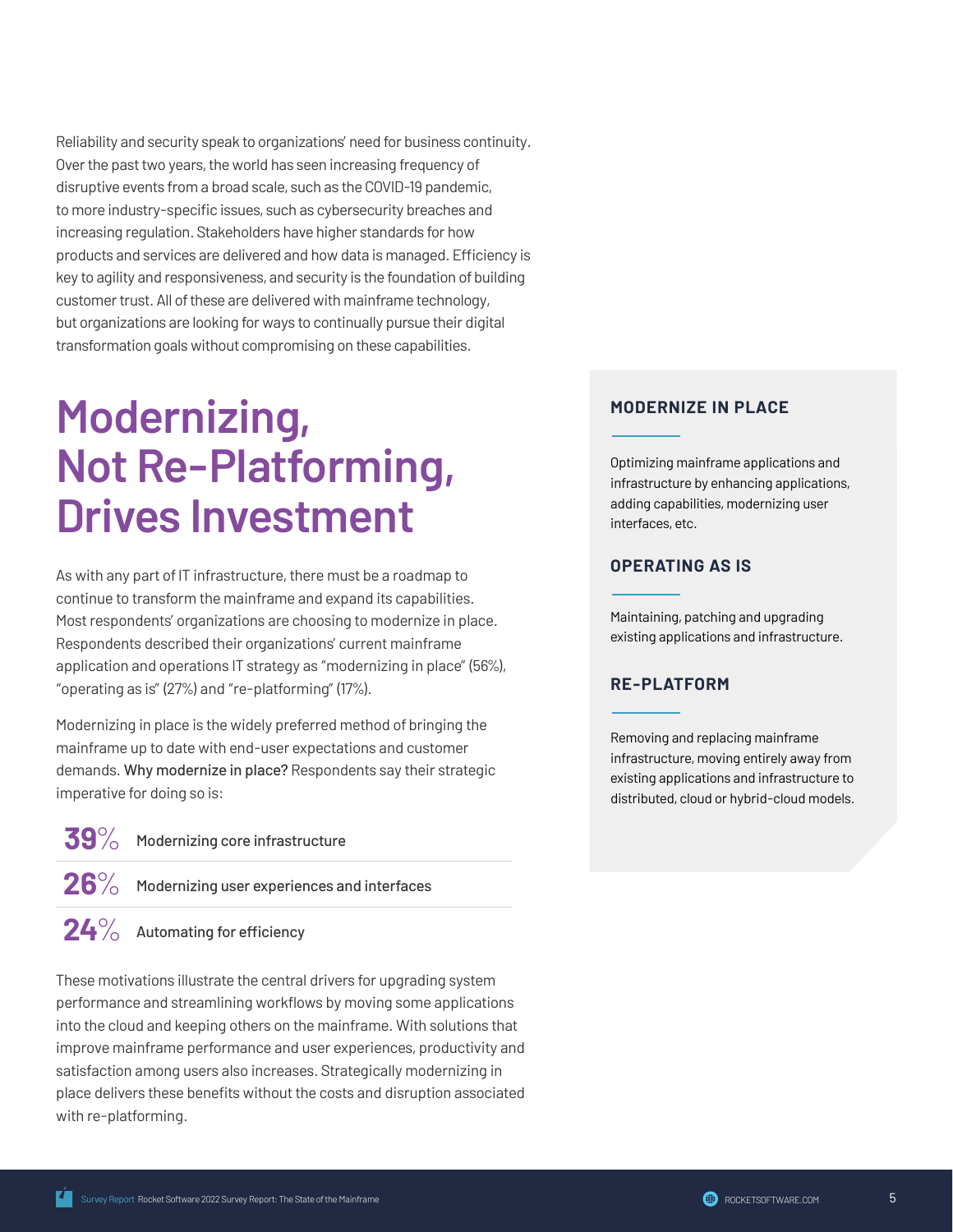Reliability and security speak to organizations' need for business continuity. Over the past two years, the world has seen increasing frequency of disruptive events from a broad scale, such as the COVID-19 pandemic, to more industry-specific issues, such as cybersecurity breaches and increasing regulation. Stakeholders have higher standards for how products and services are delivered and how data is managed. Efficiency is key to agility and responsiveness, and security is the foundation of building customer trust. All of these are delivered with mainframe technology, but organizations are looking for ways to continually pursue their digital transformation goals without compromising on these capabilities.

# Modernizing, Not Re-Platforming, Drives Investment

As with any part of IT infrastructure, there must be a roadmap to continue to transform the mainframe and expand its capabilities. Most respondents' organizations are choosing to modernize in place. Respondents described their organizations' current mainframe application and operations IT strategy as "modernizing in place" (56%), "operating as is" (27%) and "re-platforming" (17%).

Modernizing in place is the widely preferred method of bringing the mainframe up to date with end-user expectations and customer demands. **Why modernize in place?** Respondents say their strategic imperative for doing so is:

- **39%** Modernizing core infrastructure
- **26%** Modernizing user experiences and interfaces
- **24%** Automating for efficiency

These motivations illustrate the central drivers for upgrading system performance and streamlining workflows by moving some applications into the cloud and keeping others on the mainframe. With solutions that improve mainframe performance and user experiences, productivity and satisfaction among users also increases. Strategically modernizing in place delivers these benefits without the costs and disruption associated with re-platforming.

### MODERNIZE IN PLACE

Optimizing mainframe applications and infrastructure by enhancing applications, adding capabilities, modernizing user interfaces, etc.

### OPERATING AS IS

Maintaining, patching and upgrading existing applications and infrastructure.

### RE-PLATFORM

Removing and replacing mainframe infrastructure, moving entirely away from existing applications and infrastructure to distributed, cloud or hybrid-cloud models.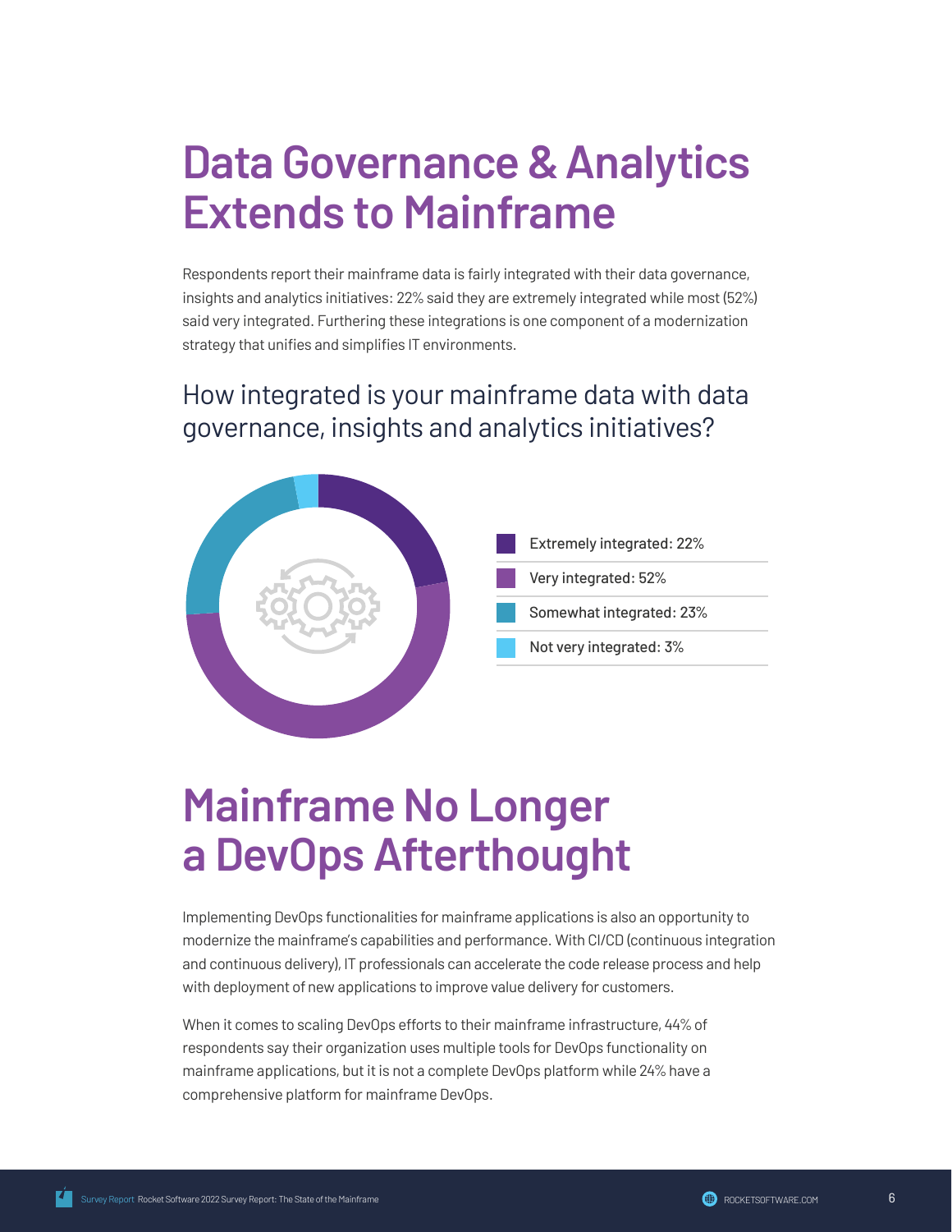# Data Governance & Analytics Extends to Mainframe

Respondents report their mainframe data is fairly integrated with their data governance, insights and analytics initiatives: 22% said they are extremely integrated while most (52%) said very integrated. Furthering these integrations is one component of a modernization strategy that unifies and simplifies IT environments.

## How integrated is your mainframe data with data governance, insights and analytics initiatives?

- Extremely integrated: 22%
- Very integrated: 52%
- Somewhat integrated: 23%
- Not very integrated: 3%

# Mainframe No Longer a DevOps Afterthought

Implementing DevOps functionalities for mainframe applications is also an opportunity to modernize the mainframe's capabilities and performance. With CI/CD (continuous integration and continuous delivery), IT professionals can accelerate the code release process and help with deployment of new applications to improve value delivery for customers.

When it comes to scaling DevOps efforts to their mainframe infrastructure, 44% of respondents say their organization uses multiple tools for DevOps functionality on mainframe applications, but it is not a complete DevOps platform while 24% have a comprehensive platform for mainframe DevOps.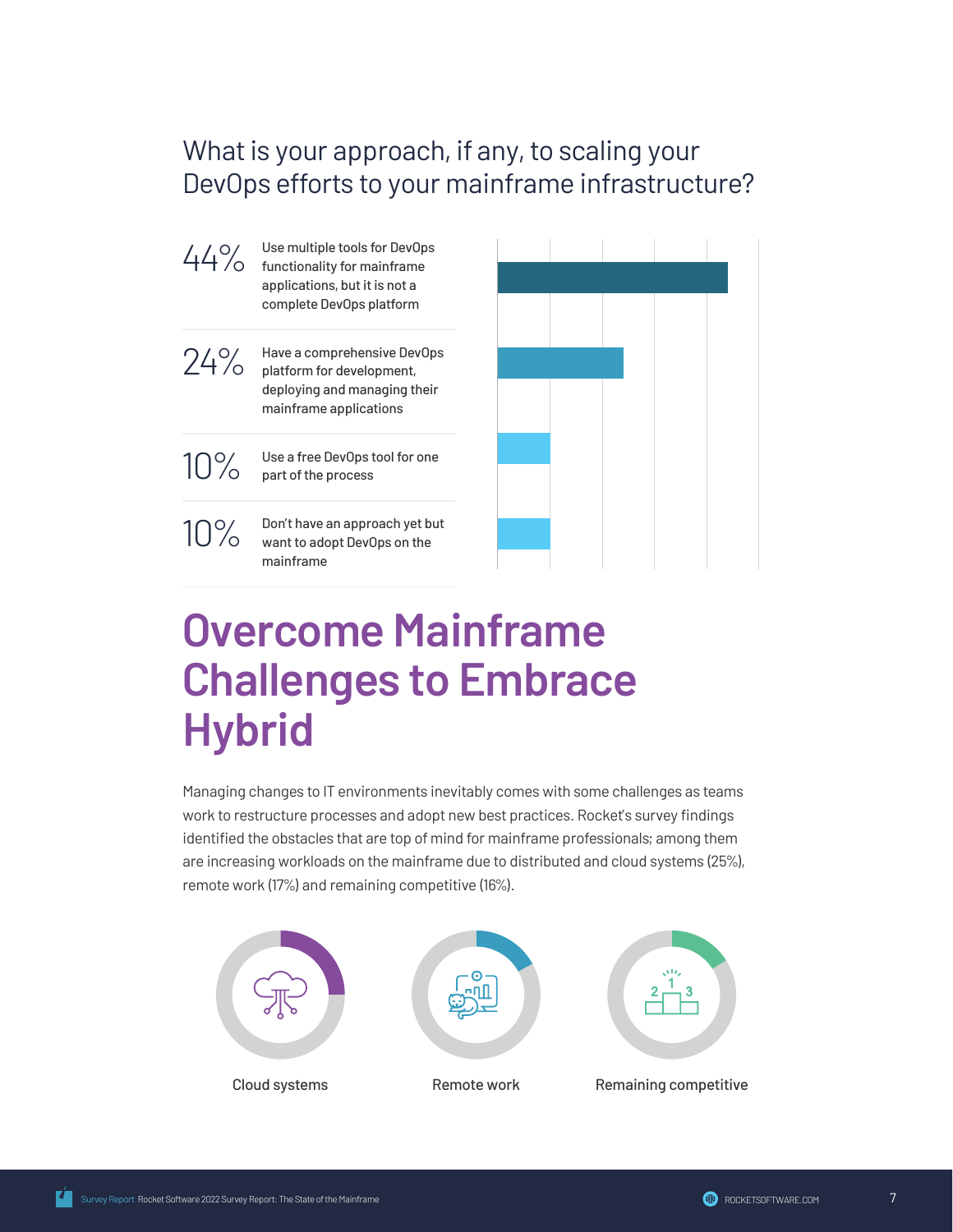## What is your approach, if any, to scaling your DevOps efforts to your mainframe infrastructure?

| % | Approach |
|---|---|
| 44% | Use multiple tools for DevOps functionality for mainframe applications, but it is not a complete DevOps platform |
| 24% | Have a comprehensive DevOps platform for development, deploying and managing their mainframe applications |
| 10% | Use a free DevOps tool for one part of the process |
| 10% | Don't have an approach yet but want to adopt DevOps on the mainframe |

# Overcome Mainframe Challenges to Embrace Hybrid

Managing changes to IT environments inevitably comes with some challenges as teams work to restructure processes and adopt new best practices. Rocket's survey findings identified the obstacles that are top of mind for mainframe professionals; among them are increasing workloads on the mainframe due to distributed and cloud systems (25%), remote work (17%) and remaining competitive (16%).

Cloud systems

Remote work

Remaining competitive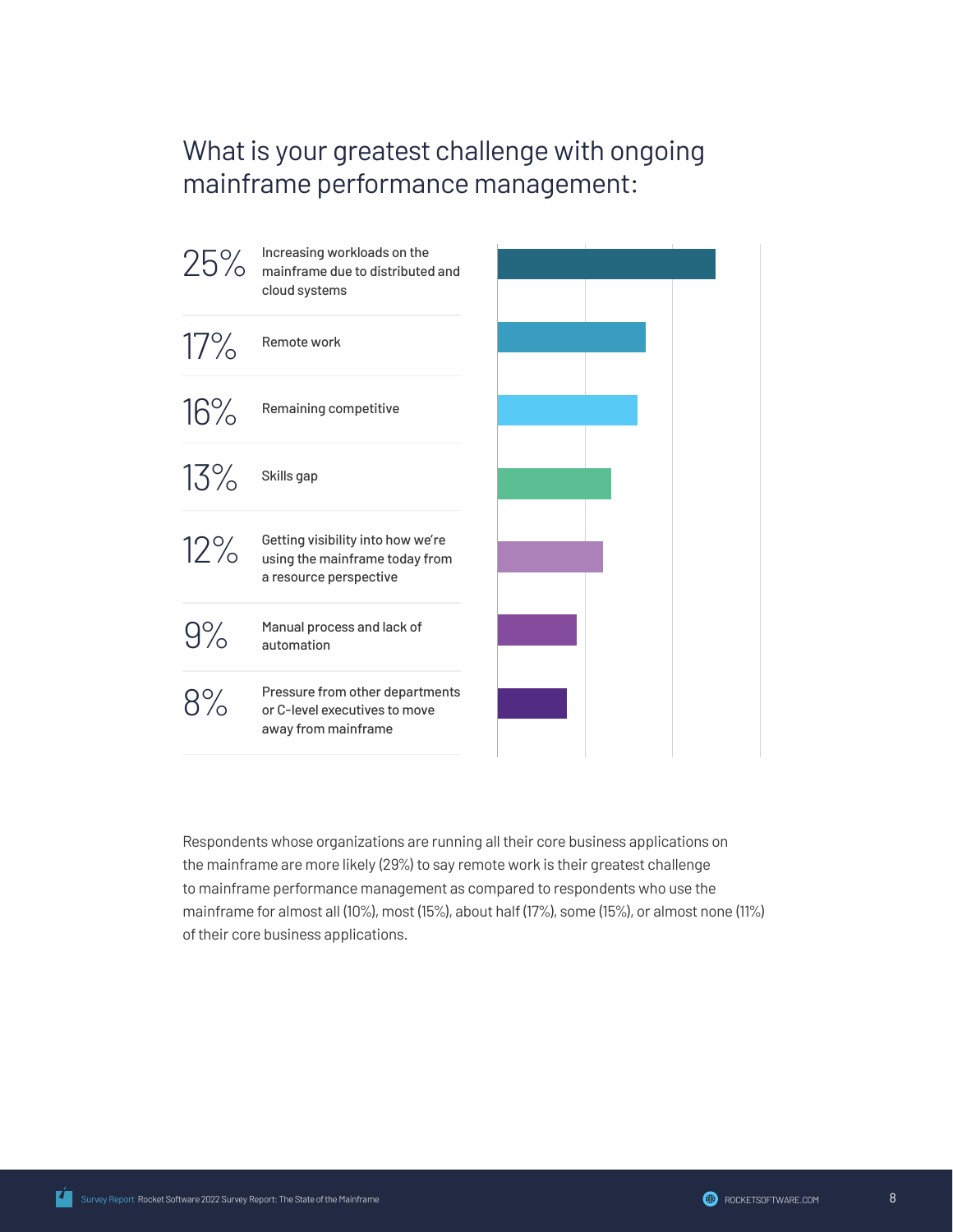## What is your greatest challenge with ongoing mainframe performance management:

| Percentage | Challenge |
|---|---|
| 25% | Increasing workloads on the mainframe due to distributed and cloud systems |
| 17% | Remote work |
| 16% | Remaining competitive |
| 13% | Skills gap |
| 12% | Getting visibility into how we're using the mainframe today from a resource perspective |
| 9% | Manual process and lack of automation |
| 8% | Pressure from other departments or C-level executives to move away from mainframe |

Respondents whose organizations are running all their core business applications on the mainframe are more likely (29%) to say remote work is their greatest challenge to mainframe performance management as compared to respondents who use the mainframe for almost all (10%), most (15%), about half (17%), some (15%), or almost none (11%) of their core business applications.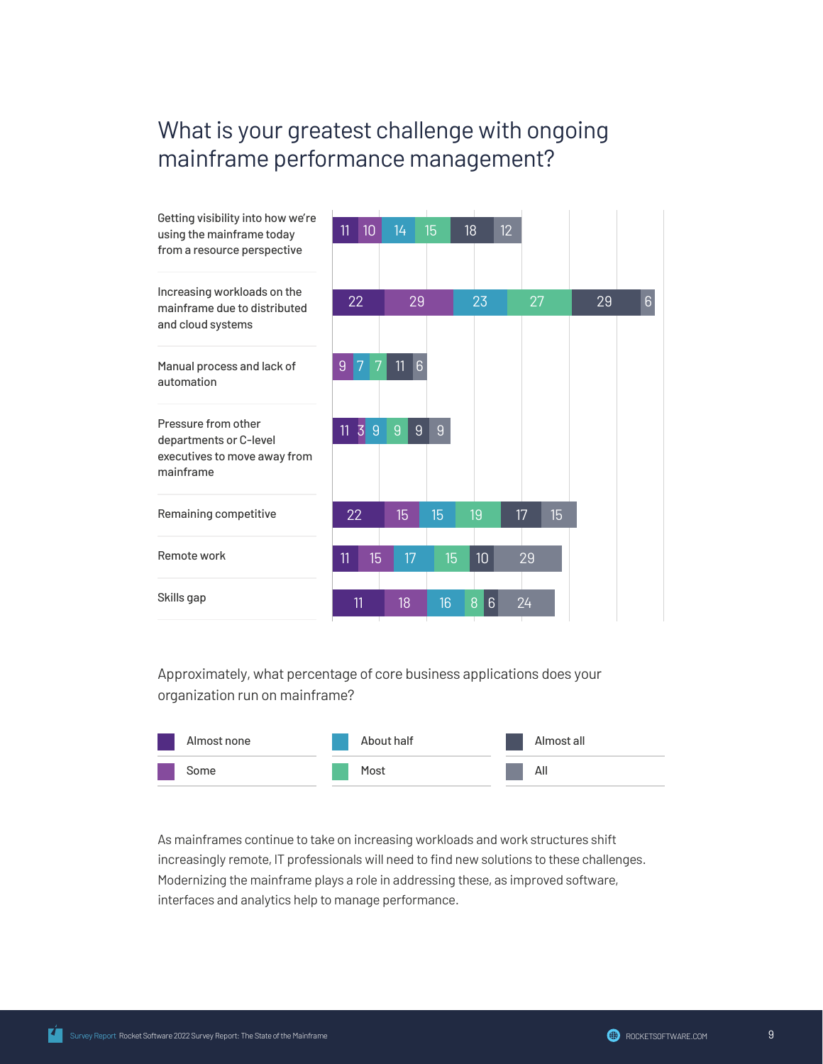## What is your greatest challenge with ongoing mainframe performance management?

| Challenge | Almost none | Some | About half | Most | Almost all | All |
|---|---|---|---|---|---|---|
| Getting visibility into how we're using the mainframe today from a resource perspective | 11 | 10 | 14 | 15 | 18 | 12 |
| Increasing workloads on the mainframe due to distributed and cloud systems | 22 | 29 | 23 | 27 | 29 | 6 |
| Manual process and lack of automation | | 9 | 7 | 7 | 11 | 6 |
| Pressure from other departments or C-level executives to move away from mainframe | 11 | 3 | 9 | 9 | 9 | 9 |
| Remaining competitive | 22 | 15 | 15 | 19 | 17 | 15 |
| Remote work | 11 | 15 | 17 | 15 | 10 | 29 |
| Skills gap | 11 | 18 | 16 | 8 | 6 | 24 |

Approximately, what percentage of core business applications does your organization run on mainframe?

- Almost none
- Some
- About half
- Most
- Almost all
- All

As mainframes continue to take on increasing workloads and work structures shift increasingly remote, IT professionals will need to find new solutions to these challenges. Modernizing the mainframe plays a role in addressing these, as improved software, interfaces and analytics help to manage performance.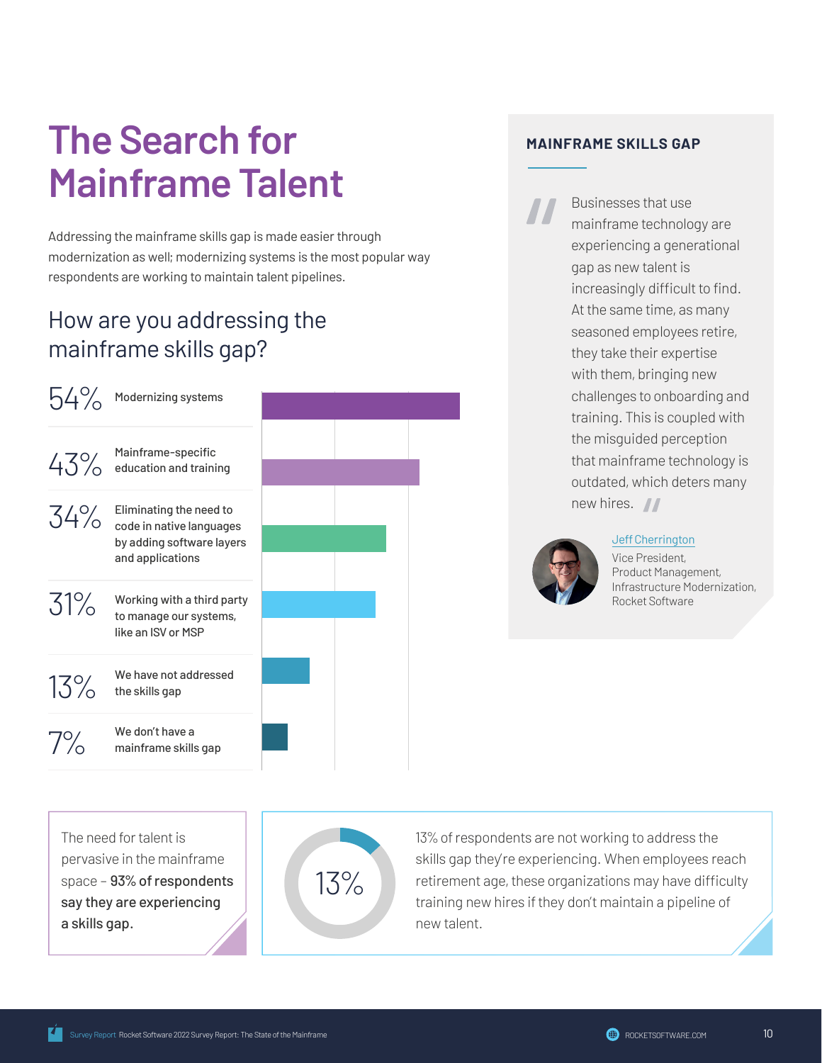# The Search for Mainframe Talent

Addressing the mainframe skills gap is made easier through modernization as well; modernizing systems is the most popular way respondents are working to maintain talent pipelines.

## How are you addressing the mainframe skills gap?

| Percentage | Response |
| --- | --- |
| 54% | Modernizing systems |
| 43% | Mainframe-specific education and training |
| 34% | Eliminating the need to code in native languages by adding software layers and applications |
| 31% | Working with a third party to manage our systems, like an ISV or MSP |
| 13% | We have not addressed the skills gap |
| 7% | We don't have a mainframe skills gap |

The need for talent is pervasive in the mainframe space – **93% of respondents say they are experiencing a skills gap.**

13%

13% of respondents are not working to address the skills gap they're experiencing. When employees reach retirement age, these organizations may have difficulty training new hires if they don't maintain a pipeline of new talent.

### MAINFRAME SKILLS GAP

> "Businesses that use mainframe technology are experiencing a generational gap as new talent is increasingly difficult to find. At the same time, as many seasoned employees retire, they take their expertise with them, bringing new challenges to onboarding and training. This is coupled with the misguided perception that mainframe technology is outdated, which deters many new hires."

Jeff Cherrington
Vice President,
Product Management,
Infrastructure Modernization,
Rocket Software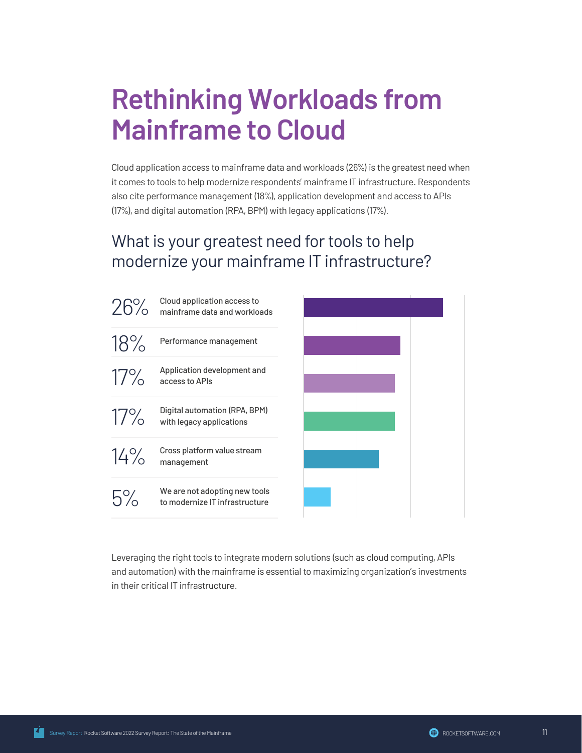// Rethinking Workloads from Mainframe to Cloud

# Rethinking Workloads from Mainframe to Cloud

Cloud application access to mainframe data and workloads (26%) is the greatest need when it comes to tools to help modernize respondents' mainframe IT infrastructure. Respondents also cite performance management (18%), application development and access to APIs (17%), and digital automation (RPA, BPM) with legacy applications (17%).

## What is your greatest need for tools to help modernize your mainframe IT infrastructure?

| Percentage | Response |
|---|---|
| 26% | Cloud application access to mainframe data and workloads |
| 18% | Performance management |
| 17% | Application development and access to APIs |
| 17% | Digital automation (RPA, BPM) with legacy applications |
| 14% | Cross platform value stream management |
| 5% | We are not adopting new tools to modernize IT infrastructure |

Leveraging the right tools to integrate modern solutions (such as cloud computing, APIs and automation) with the mainframe is essential to maximizing organization's investments in their critical IT infrastructure.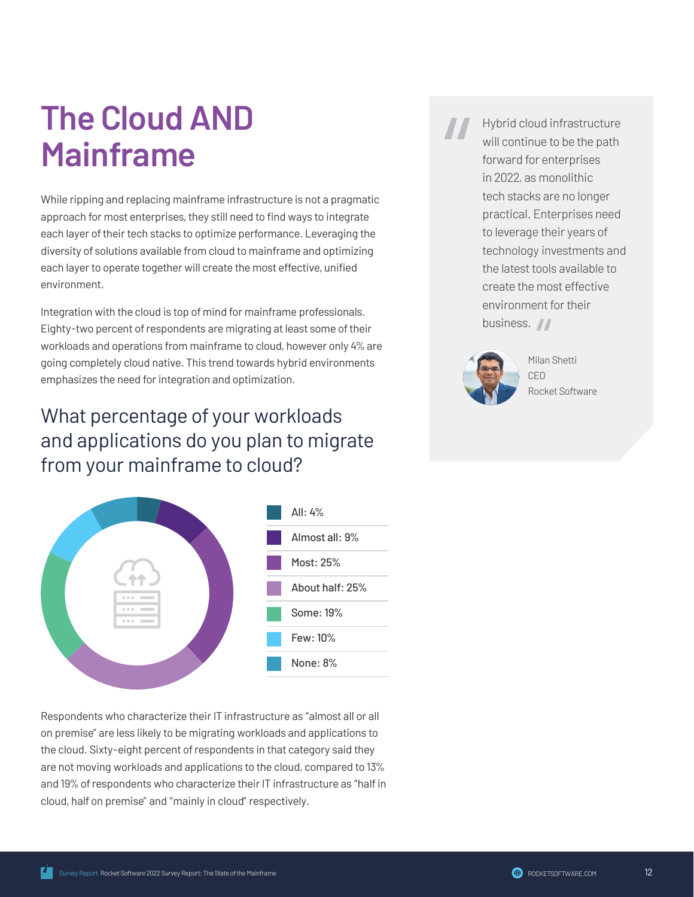# The Cloud AND Mainframe

While ripping and replacing mainframe infrastructure is not a pragmatic approach for most enterprises, they still need to find ways to integrate each layer of their tech stacks to optimize performance. Leveraging the diversity of solutions available from cloud to mainframe and optimizing each layer to operate together will create the most effective, unified environment.

Integration with the cloud is top of mind for mainframe professionals. Eighty-two percent of respondents are migrating at least some of their workloads and operations from mainframe to cloud, however only 4% are going completely cloud native. This trend towards hybrid environments emphasizes the need for integration and optimization.

## What percentage of your workloads and applications do you plan to migrate from your mainframe to cloud?

- All: 4%
- Almost all: 9%
- Most: 25%
- About half: 25%
- Some: 19%
- Few: 10%
- None: 8%

Respondents who characterize their IT infrastructure as "almost all or all on premise" are less likely to be migrating workloads and applications to the cloud. Sixty-eight percent of respondents in that category said they are not moving workloads and applications to the cloud, compared to 13% and 19% of respondents who characterize their IT infrastructure as "half in cloud, half on premise" and "mainly in cloud" respectively.

> "Hybrid cloud infrastructure will continue to be the path forward for enterprises in 2022, as monolithic tech stacks are no longer practical. Enterprises need to leverage their years of technology investments and the latest tools available to create the most effective environment for their business."
>
> Milan Shetti
> CEO
> Rocket Software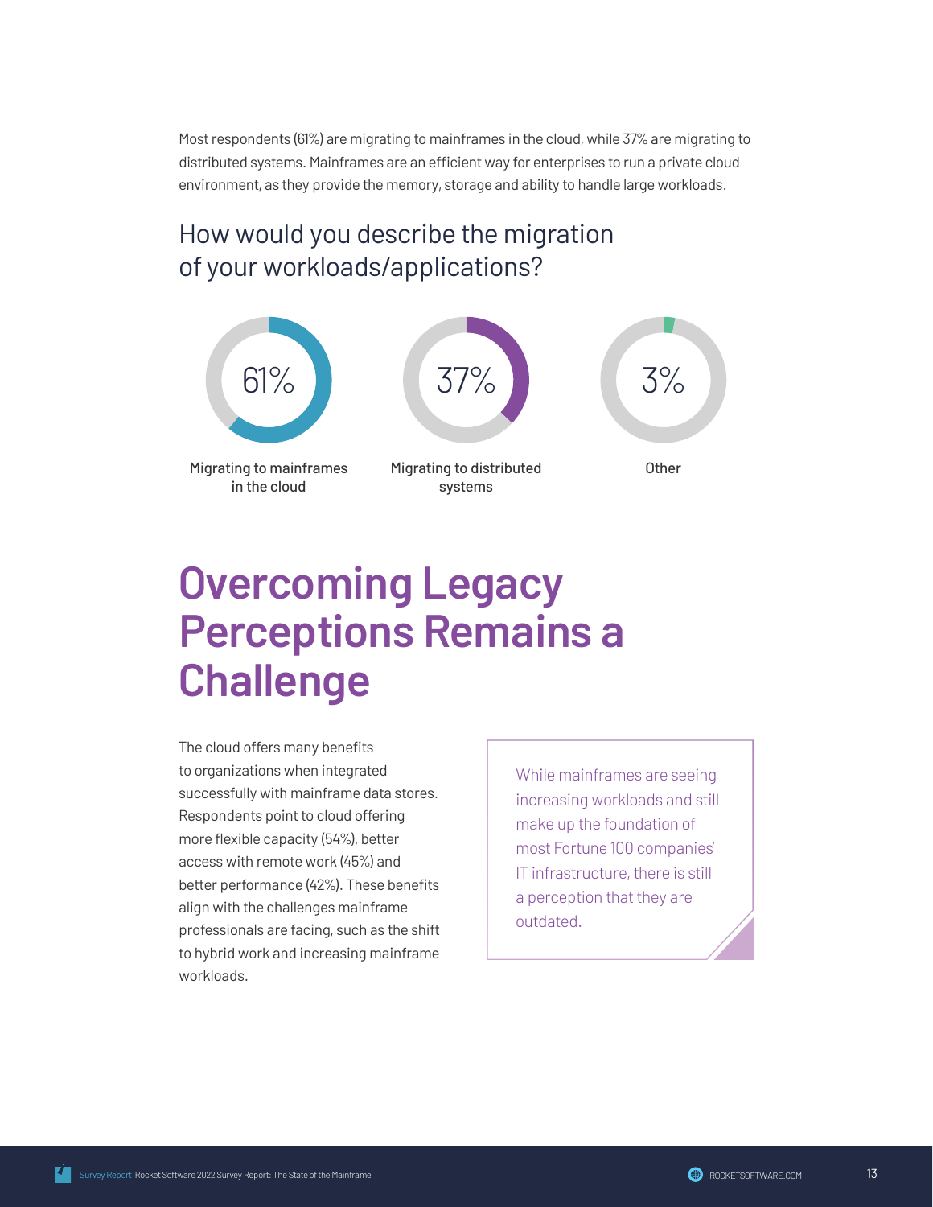Most respondents (61%) are migrating to mainframes in the cloud, while 37% are migrating to distributed systems. Mainframes are an efficient way for enterprises to run a private cloud environment, as they provide the memory, storage and ability to handle large workloads.

### How would you describe the migration of your workloads/applications?

61%

Migrating to mainframes in the cloud

37%

Migrating to distributed systems

3%

Other

# Overcoming Legacy Perceptions Remains a Challenge

The cloud offers many benefits to organizations when integrated successfully with mainframe data stores. Respondents point to cloud offering more flexible capacity (54%), better access with remote work (45%) and better performance (42%). These benefits align with the challenges mainframe professionals are facing, such as the shift to hybrid work and increasing mainframe workloads.

> While mainframes are seeing increasing workloads and still make up the foundation of most Fortune 100 companies' IT infrastructure, there is still a perception that they are outdated.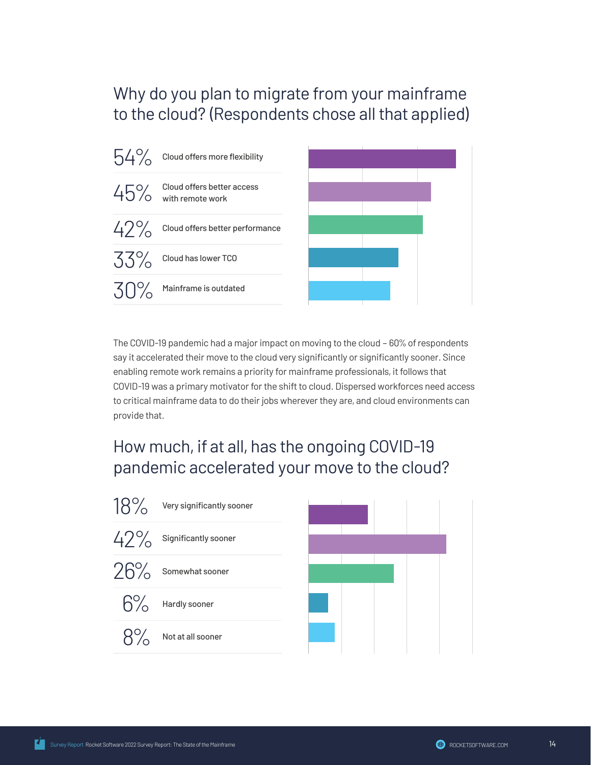## Why do you plan to migrate from your mainframe to the cloud? (Respondents chose all that applied)

| Percentage | Response |
|---|---|
| 54% | Cloud offers more flexibility |
| 45% | Cloud offers better access with remote work |
| 42% | Cloud offers better performance |
| 33% | Cloud has lower TCO |
| 30% | Mainframe is outdated |

The COVID-19 pandemic had a major impact on moving to the cloud – 60% of respondents say it accelerated their move to the cloud very significantly or significantly sooner. Since enabling remote work remains a priority for mainframe professionals, it follows that COVID-19 was a primary motivator for the shift to cloud. Dispersed workforces need access to critical mainframe data to do their jobs wherever they are, and cloud environments can provide that.

## How much, if at all, has the ongoing COVID-19 pandemic accelerated your move to the cloud?

| Percentage | Response |
|---|---|
| 18% | Very significantly sooner |
| 42% | Significantly sooner |
| 26% | Somewhat sooner |
| 6% | Hardly sooner |
| 8% | Not at all sooner |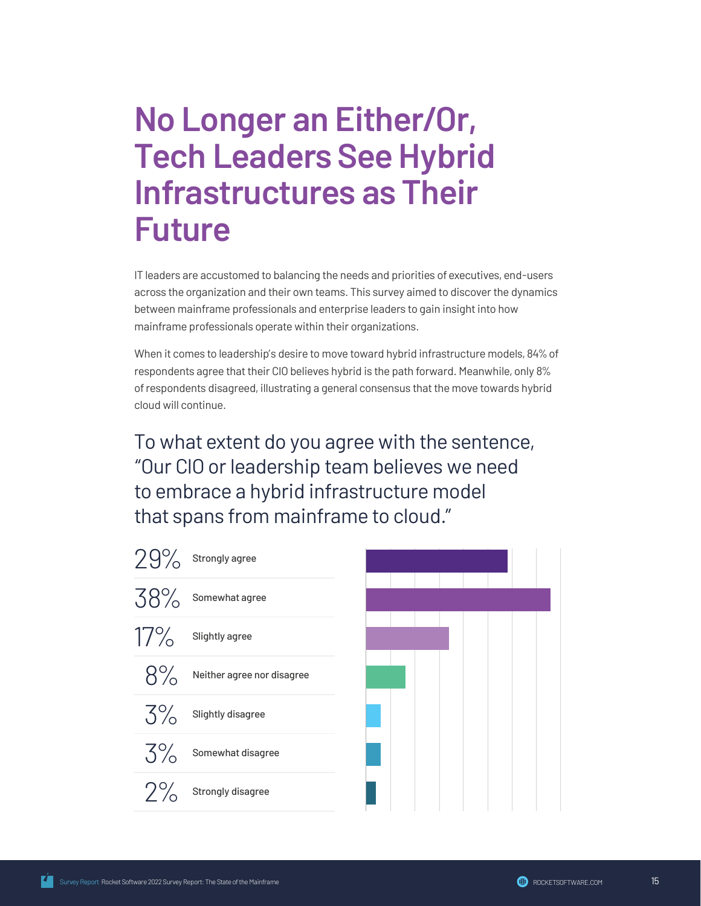# No Longer an Either/Or, Tech Leaders See Hybrid Infrastructures as Their Future

IT leaders are accustomed to balancing the needs and priorities of executives, end-users across the organization and their own teams. This survey aimed to discover the dynamics between mainframe professionals and enterprise leaders to gain insight into how mainframe professionals operate within their organizations.

When it comes to leadership's desire to move toward hybrid infrastructure models, 84% of respondents agree that their CIO believes hybrid is the path forward. Meanwhile, only 8% of respondents disagreed, illustrating a general consensus that the move towards hybrid cloud will continue.

## To what extent do you agree with the sentence, "Our CIO or leadership team believes we need to embrace a hybrid infrastructure model that spans from mainframe to cloud."

| Percentage | Response |
| --- | --- |
| 29% | Strongly agree |
| 38% | Somewhat agree |
| 17% | Slightly agree |
| 8% | Neither agree nor disagree |
| 3% | Slightly disagree |
| 3% | Somewhat disagree |
| 2% | Strongly disagree |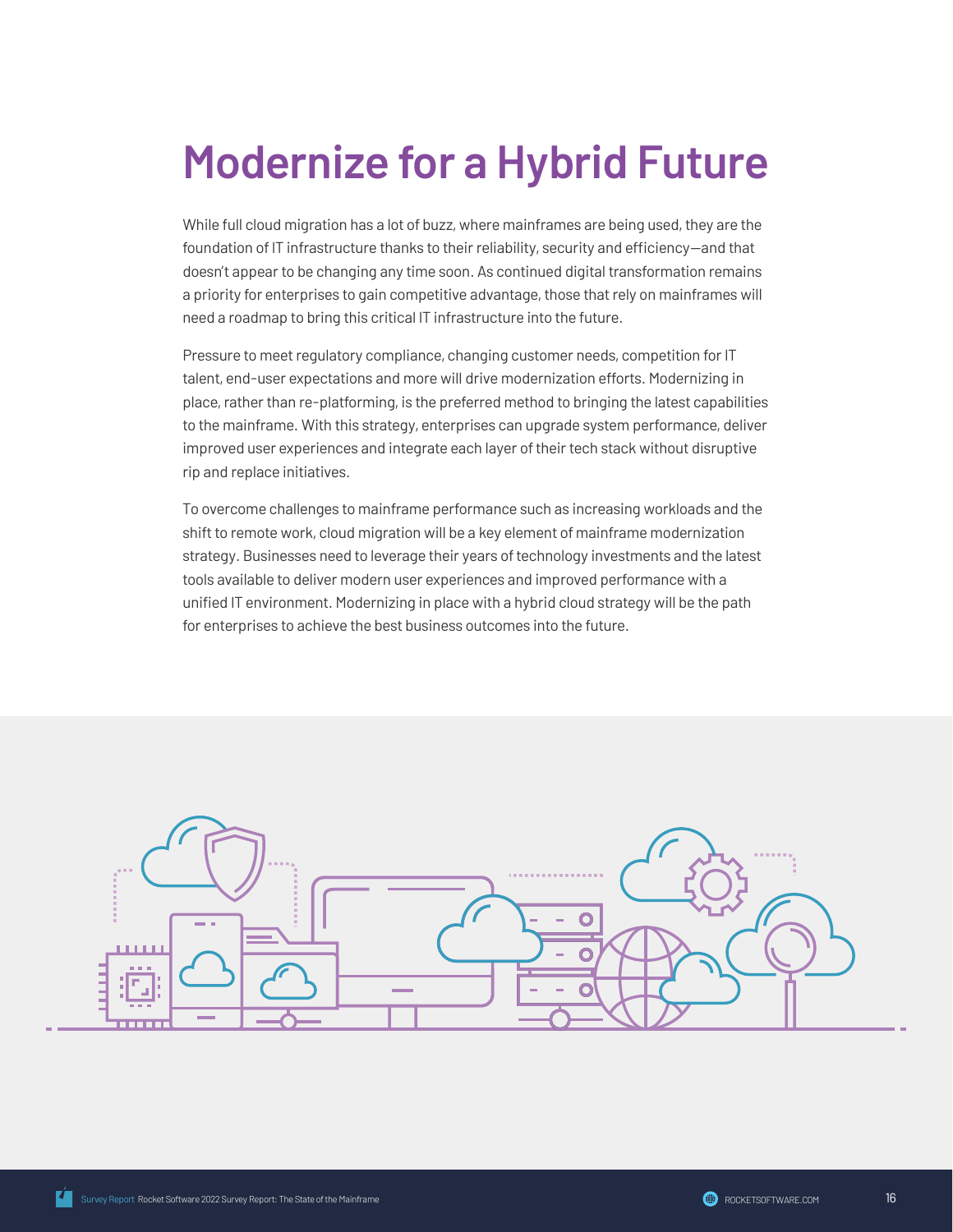# Modernize for a Hybrid Future

While full cloud migration has a lot of buzz, where mainframes are being used, they are the foundation of IT infrastructure thanks to their reliability, security and efficiency—and that doesn't appear to be changing any time soon. As continued digital transformation remains a priority for enterprises to gain competitive advantage, those that rely on mainframes will need a roadmap to bring this critical IT infrastructure into the future.

Pressure to meet regulatory compliance, changing customer needs, competition for IT talent, end-user expectations and more will drive modernization efforts. Modernizing in place, rather than re-platforming, is the preferred method to bringing the latest capabilities to the mainframe. With this strategy, enterprises can upgrade system performance, deliver improved user experiences and integrate each layer of their tech stack without disruptive rip and replace initiatives.

To overcome challenges to mainframe performance such as increasing workloads and the shift to remote work, cloud migration will be a key element of mainframe modernization strategy. Businesses need to leverage their years of technology investments and the latest tools available to deliver modern user experiences and improved performance with a unified IT environment. Modernizing in place with a hybrid cloud strategy will be the path for enterprises to achieve the best business outcomes into the future.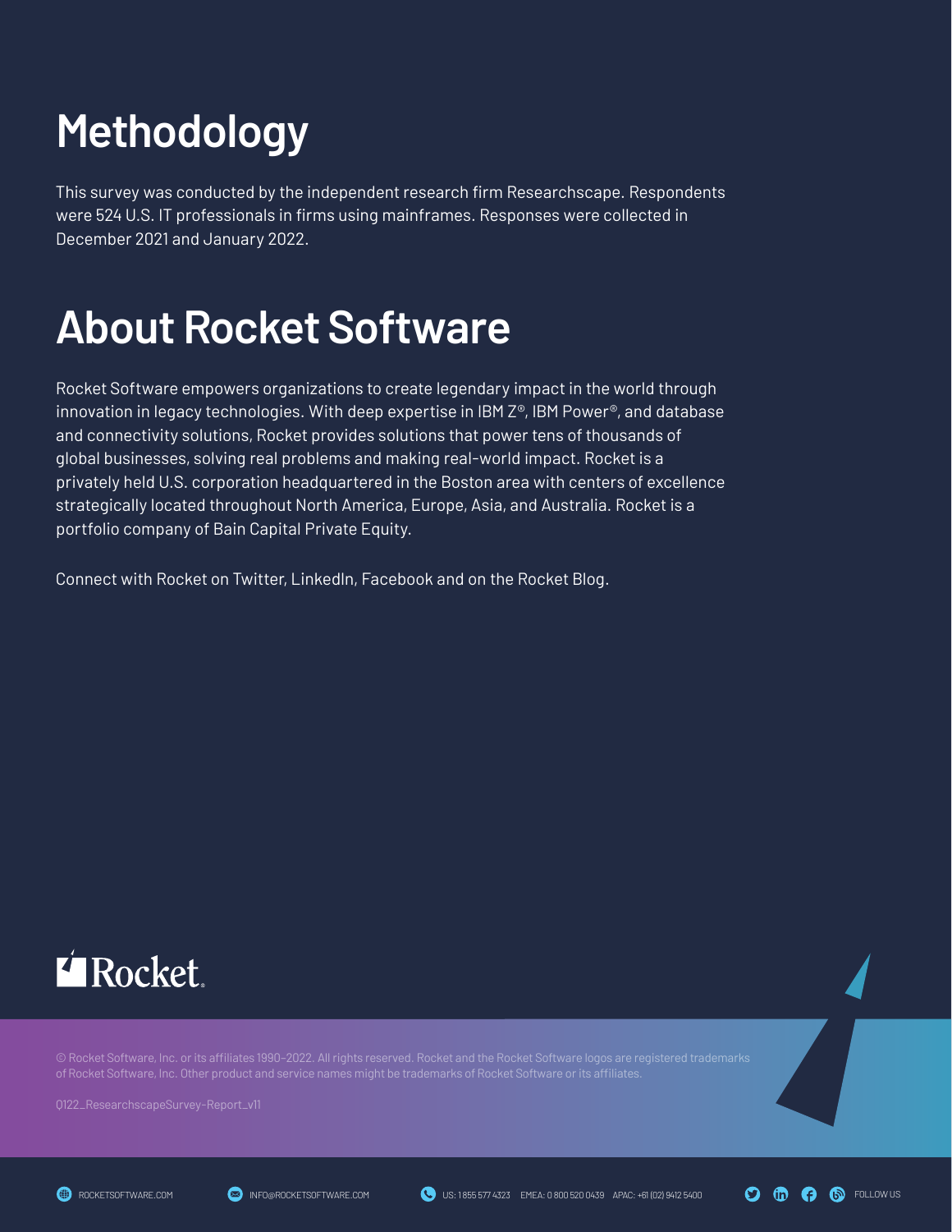# Methodology

This survey was conducted by the independent research firm Researchscape. Respondents were 524 U.S. IT professionals in firms using mainframes. Responses were collected in December 2021 and January 2022.

# About Rocket Software

Rocket Software empowers organizations to create legendary impact in the world through innovation in legacy technologies. With deep expertise in IBM Z®, IBM Power®, and database and connectivity solutions, Rocket provides solutions that power tens of thousands of global businesses, solving real problems and making real-world impact. Rocket is a privately held U.S. corporation headquartered in the Boston area with centers of excellence strategically located throughout North America, Europe, Asia, and Australia. Rocket is a portfolio company of Bain Capital Private Equity.

Connect with Rocket on Twitter, LinkedIn, Facebook and on the Rocket Blog.

Rocket.

© Rocket Software, Inc. or its affiliates 1990–2022. All rights reserved. Rocket and the Rocket Software logos are registered trademarks of Rocket Software, Inc. Other product and service names might be trademarks of Rocket Software or its affiliates.

Q122_ResearchscapeSurvey-Report_v11

ROCKETSOFTWARE.COM INFO@ROCKETSOFTWARE.COM US: 1 855 577 4323 EMEA: 0 800 520 0439 APAC: +61 (02) 9412 5400 FOLLOW US